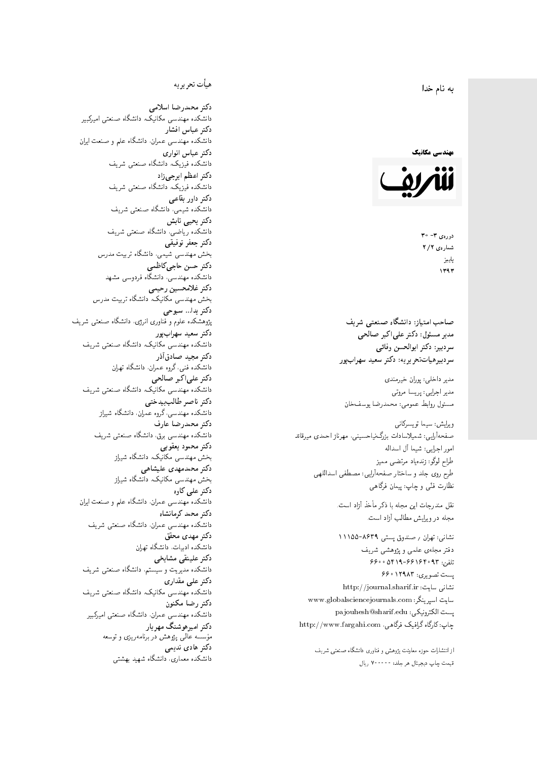به نام خدا

**مهندسی مکانیک**

**شریف**

دوره‌ی ۳- ۳۰
شماره‌ی ۲/۲
پاییز
۱۳۹۳

**صاحب امتیاز: دانشگاه صنعتی شریف**
**مدیر مسئول: دکتر علی‌اکبر صالحی**
**سردبیر: دکتر ابوالحسن وفائی**
**سردبیرهیأت‌تحریریه: دکتر سعید سهراب‌پور**

مدیر داخلی: پوران خیرمندی
مدیر اجرایی: پریسا مروتی
مسئول روابط عمومی: محمدرضا یوسف‌خان

ویرایش: سیما تویسرکانی
صفحه‌آرایی: شمیلاسادات بزرگ‌نیاحسینی، مهرناز احمدی میرقائد
امور اجرایی: شیما آل اسداله
طراح لوگو: زنده‌یاد مرتضی ممیز
طرح روی جلد و ساختار صفحه‌آرایی: مصطفی اسداللهی
نظارت فنّی و چاپ: پیمان فرگاهی

نقل مندرجات این مجله با ذکر مأخذ آزاد است.
مجله در ویرایش مطالب آزاد است.

نشانی: تهران / صندوق پستی ۸۶۳۹-۱۱۱۵۵
دفتر مجله‌ی علمی و پژوهشی شریف
تلفن: ۶۶۱۶۴۰۹۳-۶۶۰۰۵۴۱۹
پست تصویری: ۶۶۰۱۲۹۸۳
نشانی سایت: http://journal.sharif.ir
سایت اسپرینگر: www.globalsciencejournals.com
پست الکترونیکی: pajouhesh@sharif.edu
چاپ: کارگاه گرافیک فرگاهی، http://www.fargahi.com

از انتشارات حوزه معاونت پژوهش و فناوری دانشگاه صنعتی شریف
قیمت چاپ دیجیتال هر جلد: ۷۰۰۰۰۰ ریال

## هیأت تحریریه

**دکتر محمدرضا اسلامی**
دانشکده مهندسی مکانیک، دانشگاه صنعتی امیرکبیر
**دکتر عباس افشار**
دانشکده مهندسی عمران، دانشگاه علم و صنعت ایران
**دکتر عباس انواری**
دانشکده فیزیک، دانشگاه صنعتی شریف
**دکتر اعظم ایرجی‌زاد**
دانشکده فیزیک، دانشگاه صنعتی شریف
**دکتر داور بقاعی**
دانشکده شیمی، دانشگاه صنعتی شریف
**دکتر یحیی تابش**
دانشکده ریاضی، دانشگاه صنعتی شریف
**دکتر جعفر توفیقی**
بخش مهندسی شیمی، دانشگاه تربیت مدرس
**دکتر حسن حاجی‌کاظمی**
دانشکده مهندسی، دانشگاه فردوسی مشهد
**دکتر غلامحسین رحیمی**
بخش مهندسی مکانیک، دانشگاه تربیت مدرس
**دکتر یدا... سبوحی**
پژوهشکده علوم و فناوری انرژی، دانشگاه صنعتی شریف
**دکتر سعید سهراب‌پور**
دانشکده مهندسی مکانیک، دانشگاه صنعتی شریف
**دکتر مجید صادق‌آذر**
دانشکده فنی، گروه عمران، دانشگاه تهران
**دکتر علی‌اکبر صالحی**
دانشکده مهندسی مکانیک، دانشگاه صنعتی شریف
**دکتر ناصر طالب‌بیدختی**
دانشکده مهندسی، گروه عمران، دانشگاه شیراز
**دکتر محمدرضا عارف**
دانشکده مهندسی برق، دانشگاه صنعتی شریف
**دکتر محمود یعقوبی**
بخش مهندسی مکانیک، دانشگاه شیراز
**دکتر محمدمهدی علیشاهی**
بخش مهندسی مکانیک، دانشگاه شیراز
**دکتر علی کاوه**
دانشکده مهندسی عمران، دانشگاه علم و صنعت ایران
**دکتر محمد کرمانشاه**
دانشکده مهندسی عمران، دانشگاه صنعتی شریف
**دکتر مهدی محقق**
دانشکده ادبیات، دانشگاه تهران
**دکتر علینقی مشایخی**
دانشکده مدیریت و سیستم، دانشگاه صنعتی شریف
**دکتر علی مقداری**
دانشکده مهندسی مکانیک، دانشگاه صنعتی شریف
**دکتر رضا مکنون**
دانشکده مهندسی عمران، دانشگاه صنعتی امیرکبیر
**دکتر امیرهوشنگ مهریار**
مؤسسه عالی پژوهش در برنامه‌ریزی و توسعه
**دکتر هادی ندیمی**
دانشکده معماری، دانشگاه شهید بهشتی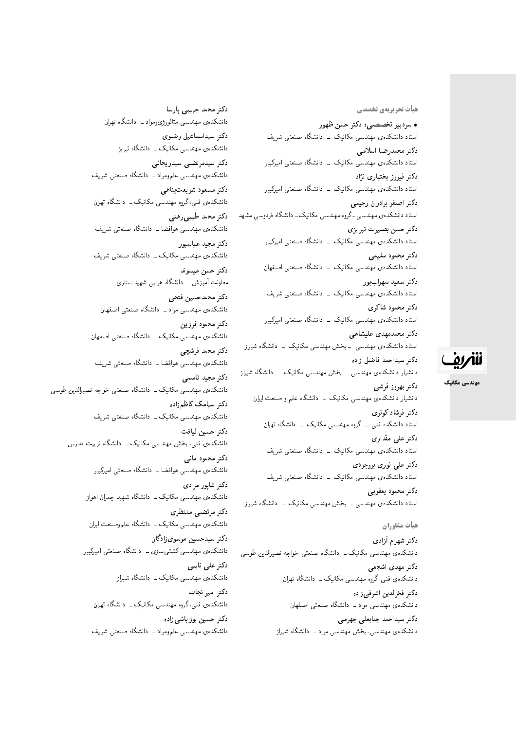## هیأت تحریریه‌ی تخصصی

• **سردبیر تخصصی: دکتر حسن ظهور**
استاد دانشکده‌ی مهندسی مکانیک ــ دانشگاه صنعتی شریف

**دکتر محمدرضا اسلامی**
استاد دانشکده‌ی مهندسی مکانیک ــ دانشگاه صنعتی امیرکبیر

**دکتر فیروز بختیاری نژاد**
استاد دانشکده‌ی مهندسی مکانیک ــ دانشگاه صنعتی امیرکبیر

**دکتر اصغر برادران رحیمی**
استاد دانشکده‌ی مهندسی ــ گروه مهندسی مکانیک ــ دانشگاه فردوسی مشهد

**دکتر حسن بصیرت تبریزی**
استاد دانشکده‌ی مهندسی مکانیک ــ دانشگاه صنعتی امیرکبیر

**دکتر محمود سلیمی**
استاد دانشکده‌ی مهندسی مکانیک ــ دانشگاه صنعتی اصفهان

**دکتر سعید سهراب‌پور**
استاد دانشکده‌ی مهندسی مکانیک ــ دانشگاه صنعتی شریف

**دکتر محمود شاکری**
استاد دانشکده‌ی مهندسی مکانیک ــ دانشگاه صنعتی امیرکبیر

**دکتر محمدمهدی علیشاهی**
استاد دانشکده‌ی مهندسی ــ بخش مهندسی مکانیک ــ دانشگاه شیراز

**دکتر سیداحمد فاضل زاده**
دانشیار دانشکده‌ی مهندسی ــ بخش مهندسی مکانیک ــ دانشگاه شیراز

**دکتر بهروز فرشی**
دانشیار دانشکده‌ی مهندسی مکانیک ــ دانشگاه علم و صنعت ایران

**دکتر فرشاد کوثری**
استاد دانشکده فنی ــ گروه مهندسی مکانیک ــ دانشگاه تهران

**دکتر علی مقداری**
استاد دانشکده‌ی مهندسی مکانیک ــ دانشگاه صنعتی شریف

**دکتر علی نوری بروجردی**
استاد دانشکده‌ی مهندسی مکانیک ــ دانشگاه صنعتی شریف

**دکتر محمود یعقوبی**
استاد دانشکده‌ی مهندسی ــ بخش مهندسی مکانیک ــ دانشگاه شیراز

## هیأت مشاوران

**دکتر شهرام آزادی**
دانشکده‌ی مهندسی مکانیک ــ دانشگاه صنعتی خواجه نصیرالدین طوسی

**دکتر مهدی اشجعی**
دانشکده‌ی فنی، گروه مهندسی مکانیک ــ دانشگاه تهران

**دکتر فخرالدین اشرفی‌زاده**
دانشکده‌ی مهندسی مواد ــ دانشگاه صنعتی اصفهان

**دکتر سیداحمد جنابعلی جهرمی**
دانشکده‌ی مهندسی، بخش مهندسی مواد ــ دانشگاه شیراز

**دکتر محمد حبیبی پارسا**
دانشکده‌ی مهندسی متالورژی‌ومواد ــ دانشگاه تهران

**دکتر سیداسماعیل رضوی**
دانشکده‌ی مهندسی مکانیک ــ دانشگاه تبریز

**دکتر سیدمرتضی سیدریحانی**
دانشکده‌ی مهندسی علم‌ومواد ــ دانشگاه صنعتی شریف

**دکتر مسعود شریعت‌پناهی**
دانشکده‌ی فنی، گروه مهندسی مکانیک ــ دانشگاه تهران

**دکتر محمد طیبی‌رهنی**
دانشکده‌ی مهندسی هوافضا ــ دانشگاه صنعتی شریف

**دکتر مجید عباسپور**
دانشکده‌ی مهندسی مکانیک ــ دانشگاه صنعتی شریف

**دکتر حسن عیسوند**
معاونت آموزش ــ دانشگاه هوایی شهید ستاری

**دکتر محمدحسین فتحی**
دانشکده‌ی مهندسی مواد ــ دانشگاه صنعتی اصفهان

**دکتر محمود فرزین**
دانشکده‌ی مهندسی مکانیک ــ دانشگاه صنعتی اصفهان

**دکتر محمد فرشچی**
دانشکده‌ی مهندسی هوافضا ــ دانشگاه صنعتی شریف

**دکتر مجید قاسمی**
دانشکده‌ی مهندسی مکانیک ــ دانشگاه صنعتی خواجه نصیرالدین طوسی

**دکتر سیامک کاظم‌زاده**
دانشکده‌ی مهندسی مکانیک ــ دانشگاه صنعتی شریف

**دکتر حسین لیاقت**
دانشکده‌ی فنی، بخش مهندسی مکانیک ــ دانشگاه تربیت مدرس

**دکتر محمود مانی**
دانشکده‌ی مهندسی هوافضا ــ دانشگاه صنعتی امیرکبیر

**دکتر شاپور مرادی**
دانشکده‌ی مهندسی مکانیک ــ دانشگاه شهید چمران اهواز

**دکتر مرتضی منتظری**
دانشکده‌ی مهندسی مکانیک ــ دانشگاه علم‌وصنعت ایران

**دکتر سیدحسین موسوی‌زادگان**
دانشکده‌ی مهندسی کشتی‌سازی ــ دانشگاه صنعتی امیرکبیر

**دکتر علی نایبی**
دانشکده‌ی مهندسی مکانیک ــ دانشگاه شیراز

**دکتر امیر نجات**
دانشکده‌ی فنی، گروه مهندسی مکانیک ــ دانشگاه تهران

**دکتر حسین یوزباشی‌زاده**
دانشکده‌ی مهندسی علم‌ومواد ــ دانشگاه صنعتی شریف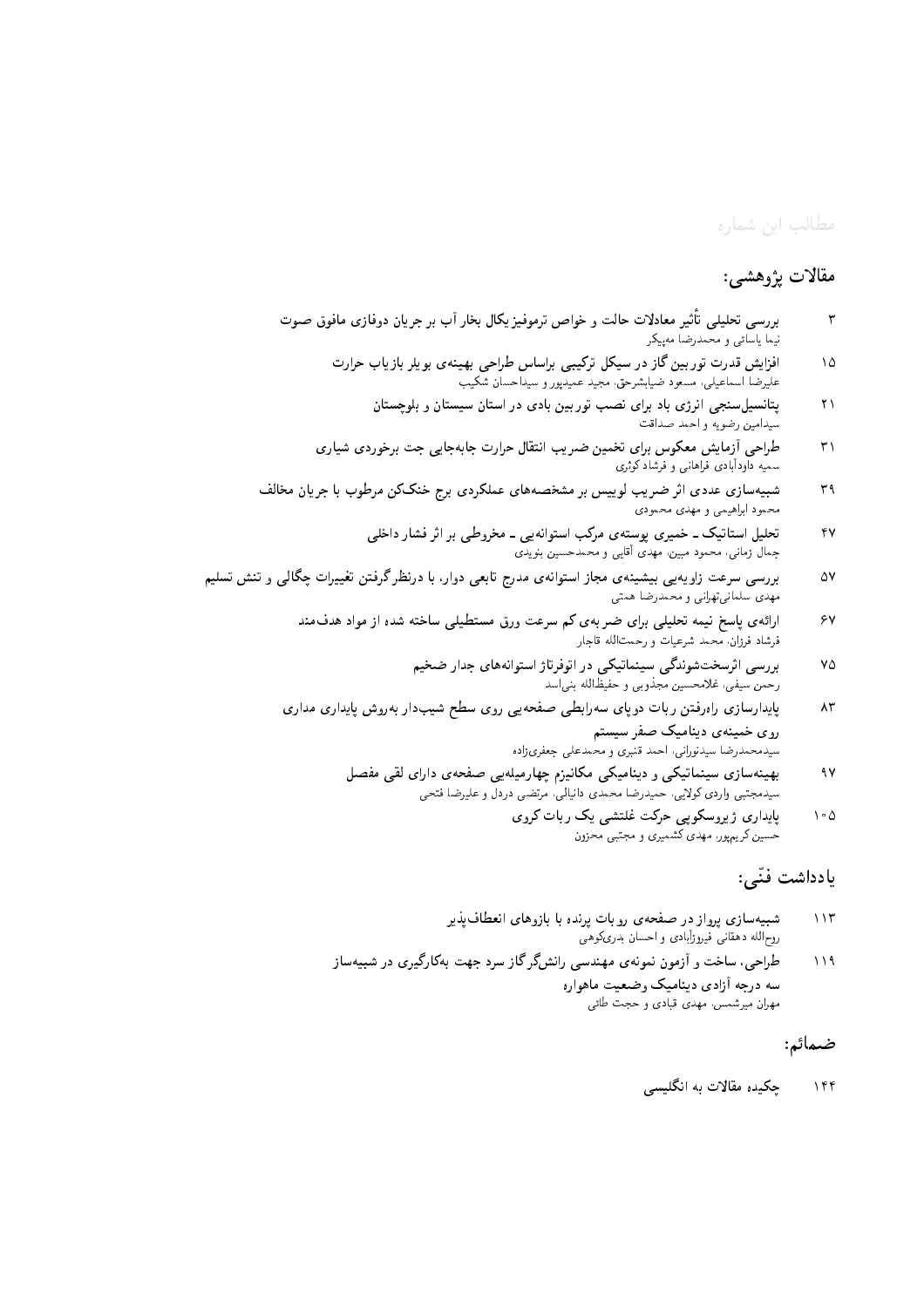## مطالب این شماره

### مقالات پژوهشی:

۳ **بررسی تحلیلی تأثیر معادلات حالت و خواص ترموفیزیکال بخار آب بر جریان دوفازی مافوق صوت**
نیما یاسائی و محمدرضا مه‌پیکر

۱۵ **افزایش قدرت توربین گاز در سیکل ترکیبی براساس طراحی بهینه‌ی بویلر بازیاب حرارت**
علیرضا اسماعیلی، مسعود ضیابشرحق، مجید عمیدپور و سیداحسان شکیب

۲۱ **پتانسیل‌سنجی انرژی باد برای نصب توربین بادی در استان سیستان و بلوچستان**
سیدامین رضویه و احمد صداقت

۳۱ **طراحی آزمایش معکوس برای تخمین ضریب انتقال حرارت جابه‌جایی جت برخوردی شیاری**
سمیه داودآبادی فراهانی و فرشاد کوثری

۳۹ **شبیه‌سازی عددی اثر ضریب لوییس بر مشخصه‌های عملکردی برج خنک‌کن مرطوب با جریان مخالف**
محمود ابراهیمی و مهدی محمودی

۴۷ **تحلیل استاتیک ـ خمیری پوسته‌ی مرکب استوانه‌یی ـ مخروطی بر اثر فشار داخلی**
جمال زمانی، محمود مبین، مهدی آقایی و محمدحسین بنویدی

۵۷ **بررسی سرعت زاویه‌یی بیشینه‌ی مجاز استوانه‌ی مدرج تابعی دوار، با درنظرگرفتن تغییرات چگالی و تنش تسلیم**
مهدی سلمانی‌تهرانی و محمدرضا همتی

۶۷ **ارائه‌ی پاسخ نیمه تحلیلی برای ضربه‌ی کم سرعت ورق مستطیلی ساخته شده از مواد هدف‌مند**
فرشاد فرزان، محمد شرعیات و رحمت‌الله قاجار

۷۵ **بررسی اثرسخت‌شوندگی سینماتیکی در اتوفرتاژ استوانه‌های جدار ضخیم**
رحمن سیفی، غلامحسین مجذوبی و حفیظ‌الله بنی‌اسد

۸۳ **پایدارسازی راه‌رفتن ربات دوپای سه‌رابطی صفحه‌یی روی سطح شیب‌دار به‌روش پایداری مداری روی خمینه‌ی دینامیک صفر سیستم**
سیدمحمدرضا سیدنورانی، احمد قنبری و محمدعلی جعفری‌زاده

۹۷ **بهینه‌سازی سینماتیکی و دینامیکی مکانیزم چهارمیله‌یی صفحه‌ی دارای لقی مفصل**
سیدمجتبی واردی کولایی، حمیدرضا محمدی دانیالی، مرتضی دردل و علیرضا فتحی

۱۰۵ **پایداری ژیروسکوپی حرکت غلتشی یک ربات کروی**
حسین کریم‌پور، مهدی کشمیری و مجتبی محزون

### یادداشت فنّی:

۱۱۳ **شبیه‌سازی پرواز در صفحه‌ی روبات پرنده با بازوهای انعطاف‌پذیر**
روح‌الله دهقانی فیروزآبادی و احسان بدری‌کوهی

۱۱۹ **طراحی، ساخت و آزمون نمونه‌ی مهندسی رانش‌گر گاز سرد جهت به‌کارگیری در شبیه‌ساز سه درجه آزادی دینامیک وضعیت ماهواره**
مهران میرشمس، مهدی قبادی و حجت طائی

### ضمائم:

۱۴۴ **چکیده مقالات به انگلیسی**